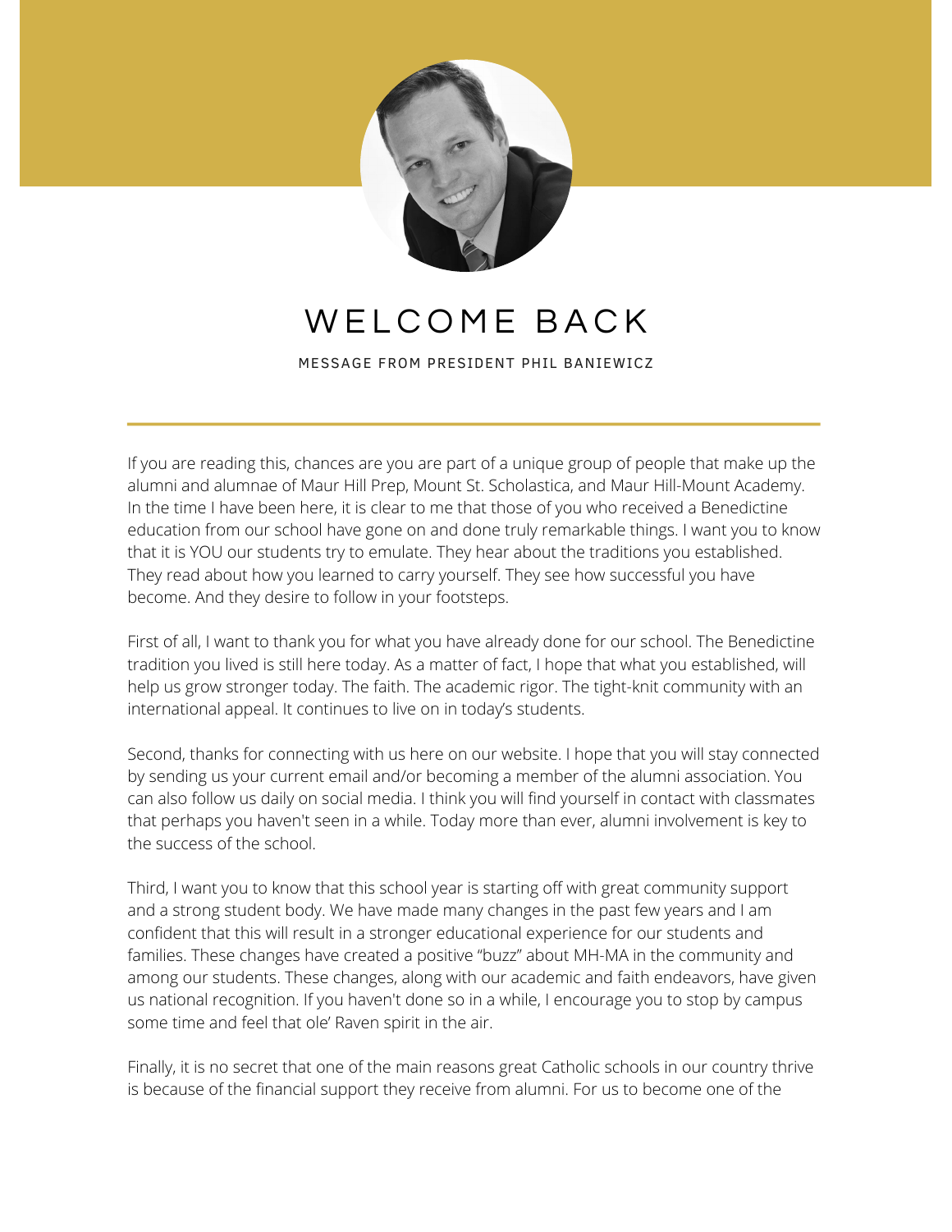# WELCOME BACK

MESSAGE FROM PRESIDENT PHIL BANIEWICZ

If you are reading this, chances are you are part of a unique group of people that make up the alumni and alumnae of Maur Hill Prep, Mount St. Scholastica, and Maur Hill-Mount Academy. In the time I have been here, it is clear to me that those of you who received a Benedictine education from our school have gone on and done truly remarkable things. I want you to know that it is YOU our students try to emulate. They hear about the traditions you established. They read about how you learned to carry yourself. They see how successful you have become. And they desire to follow in your footsteps.

First of all, I want to thank you for what you have already done for our school. The Benedictine tradition you lived is still here today. As a matter of fact, I hope that what you established, will help us grow stronger today. The faith. The academic rigor. The tight-knit community with an international appeal. It continues to live on in today's students.

Second, thanks for connecting with us here on our website. I hope that you will stay connected by sending us your current email and/or becoming a member of the alumni association. You can also follow us daily on social media. I think you will find yourself in contact with classmates that perhaps you haven't seen in a while. Today more than ever, alumni involvement is key to the success of the school.

Third, I want you to know that this school year is starting off with great community support and a strong student body. We have made many changes in the past few years and I am confident that this will result in a stronger educational experience for our students and families. These changes have created a positive "buzz" about MH-MA in the community and among our students. These changes, along with our academic and faith endeavors, have given us national recognition. If you haven't done so in a while, I encourage you to stop by campus some time and feel that ole' Raven spirit in the air.

Finally, it is no secret that one of the main reasons great Catholic schools in our country thrive is because of the financial support they receive from alumni. For us to become one of the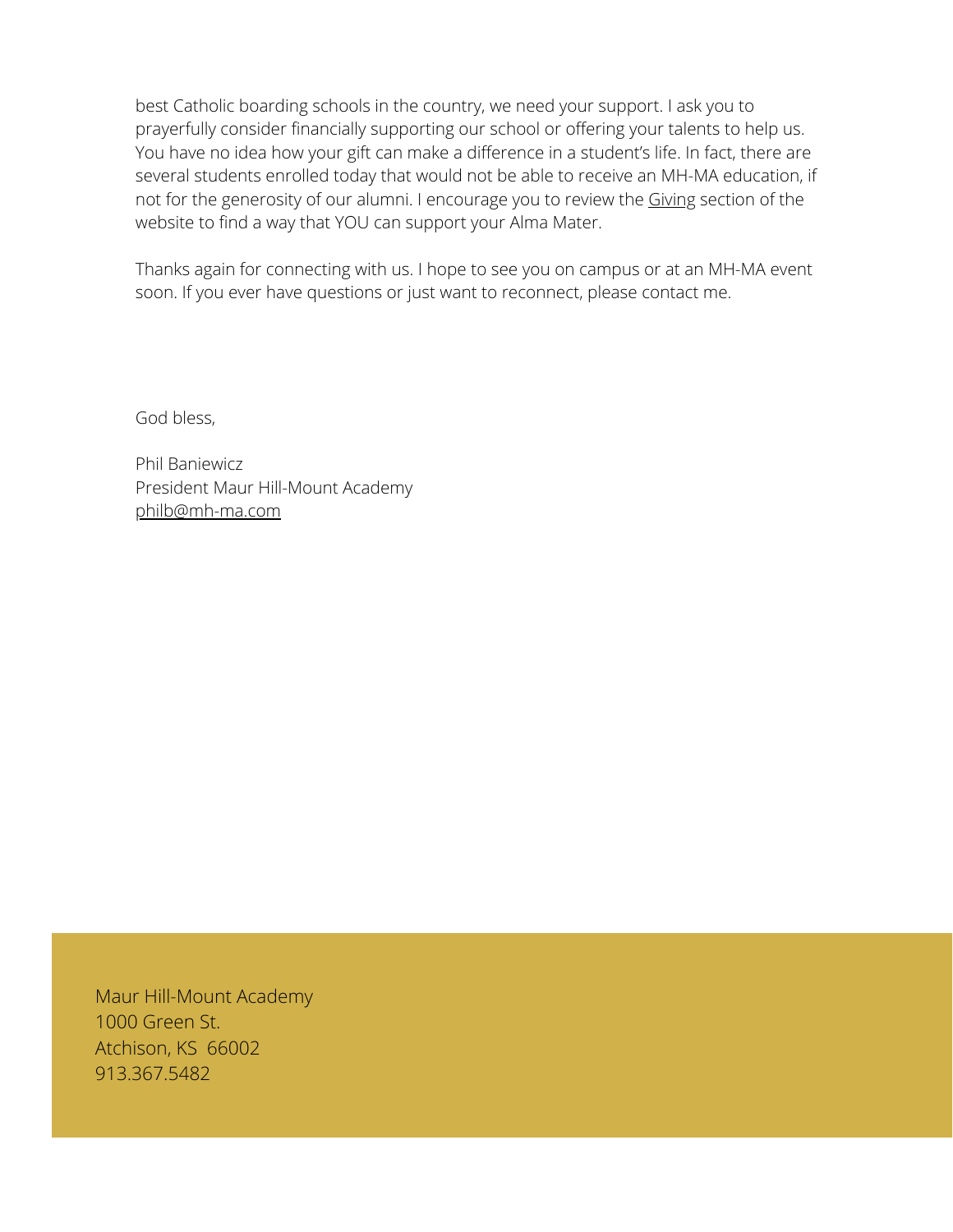best Catholic boarding schools in the country, we need your support. I ask you to prayerfully consider financially supporting our school or offering your talents to help us. You have no idea how your gift can make a difference in a student's life. In fact, there are several students enrolled today that would not be able to receive an MH-MA education, if not for the generosity of our alumni. I encourage you to review the Giving section of the website to find a way that YOU can support your Alma Mater.

Thanks again for connecting with us. I hope to see you on campus or at an MH-MA event soon. If you ever have questions or just want to reconnect, please contact me.

God bless,

Phil Baniewicz
President Maur Hill-Mount Academy
philb@mh-ma.com

Maur Hill-Mount Academy
1000 Green St.
Atchison, KS 66002
913.367.5482